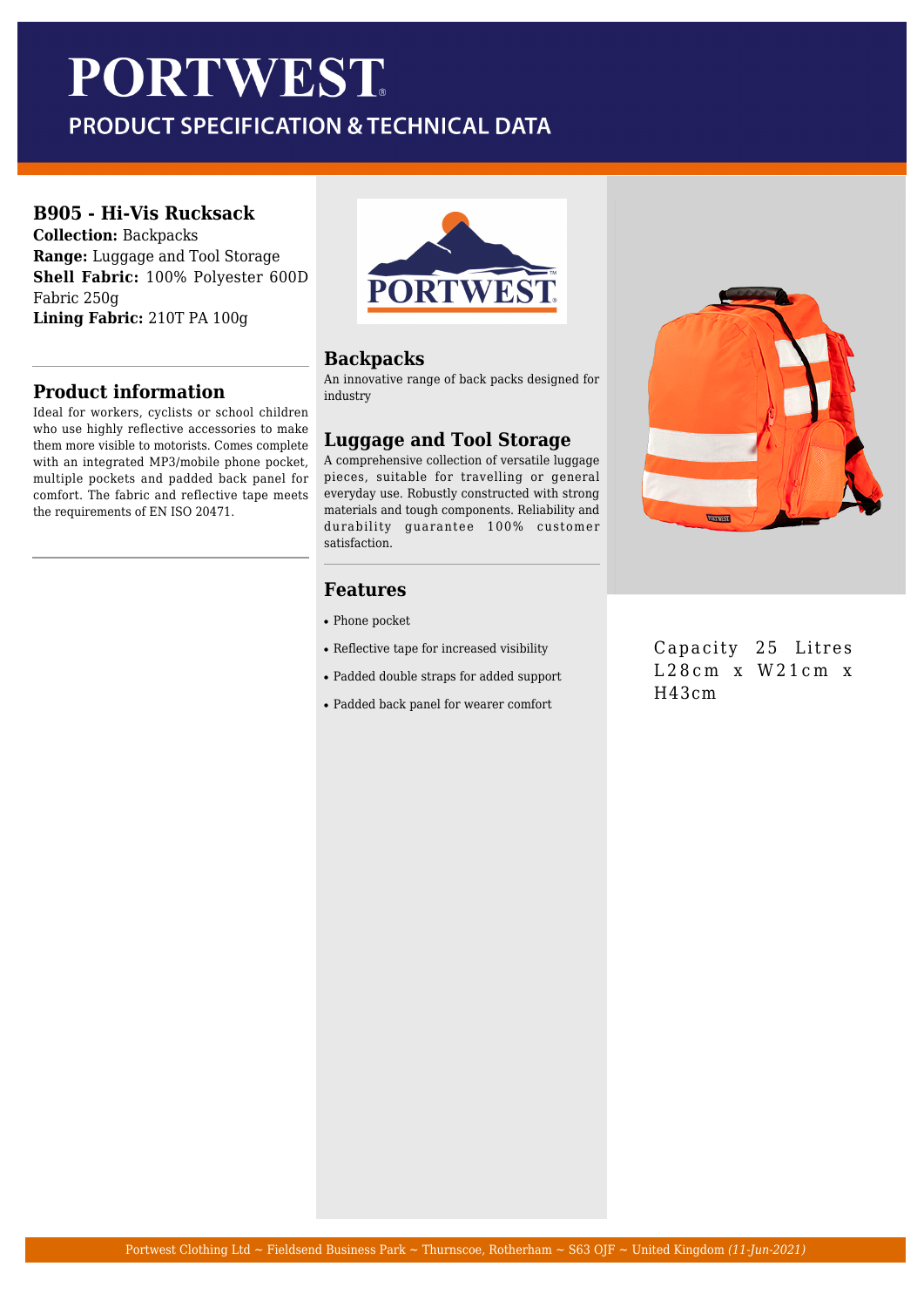# PORTWEST

## PRODUCT SPECIFICATION & TECHNICAL DATA

### B905 - Hi-Vis Rucksack

**Collection:** Backpacks
**Range:** Luggage and Tool Storage
**Shell Fabric:** 100% Polyester 600D Fabric 250g
**Lining Fabric:** 210T PA 100g

### Product information

Ideal for workers, cyclists or school children who use highly reflective accessories to make them more visible to motorists. Comes complete with an integrated MP3/mobile phone pocket, multiple pockets and padded back panel for comfort. The fabric and reflective tape meets the requirements of EN ISO 20471.

### Backpacks

An innovative range of back packs designed for industry

### Luggage and Tool Storage

A comprehensive collection of versatile luggage pieces, suitable for travelling or general everyday use. Robustly constructed with strong materials and tough components. Reliability and durability guarantee 100% customer satisfaction.

### Features

- Phone pocket
- Reflective tape for increased visibility
- Padded double straps for added support
- Padded back panel for wearer comfort

Capacity 25 Litres L28cm x W21cm x H43cm

Portwest Clothing Ltd ~ Fieldsend Business Park ~ Thurnscoe, Rotherham ~ S63 0JF ~ United Kingdom *(11-Jun-2021)*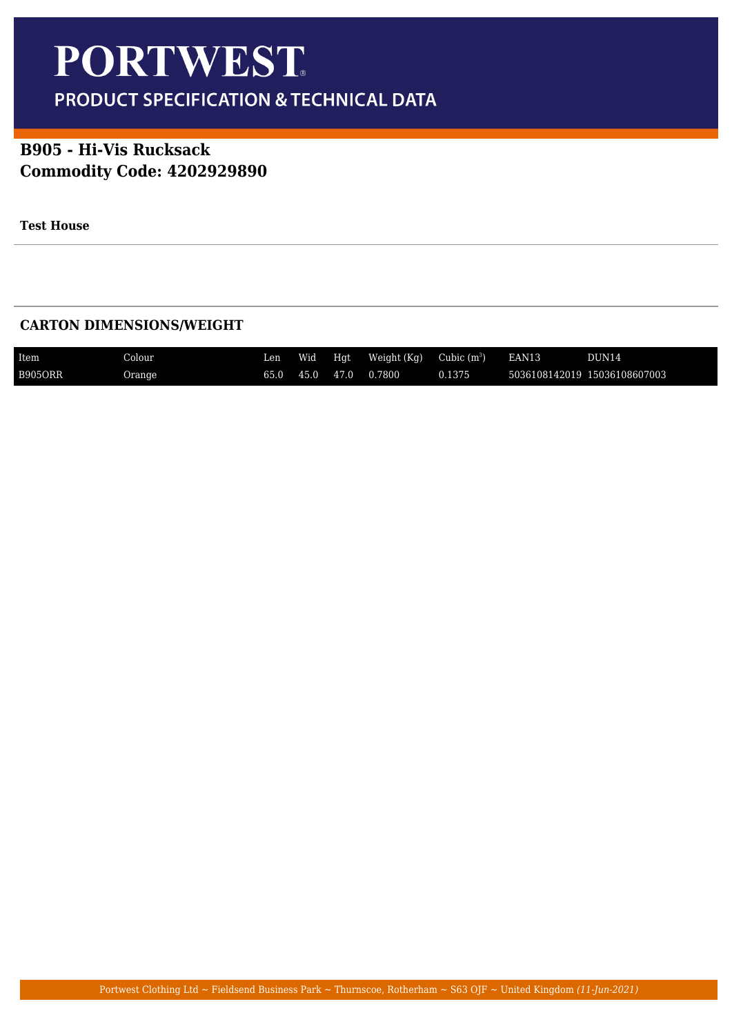# PORTWEST

## PRODUCT SPECIFICATION & TECHNICAL DATA

**B905 - Hi-Vis Rucksack**
**Commodity Code: 4202929890**

**Test House**

### CARTON DIMENSIONS/WEIGHT

| Item | Colour | Len | Wid | Hgt | Weight (Kg) | Cubic ($m^3$) | EAN13 | DUN14 |
|---|---|---|---|---|---|---|---|---|
| B905ORR | Orange | 65.0 | 45.0 | 47.0 | 0.7800 | 0.1375 | 5036108142019 | 15036108607003 |

Portwest Clothing Ltd ~ Fieldsend Business Park ~ Thurnscoe, Rotherham ~ S63 OJF ~ United Kingdom *(11-Jun-2021)*